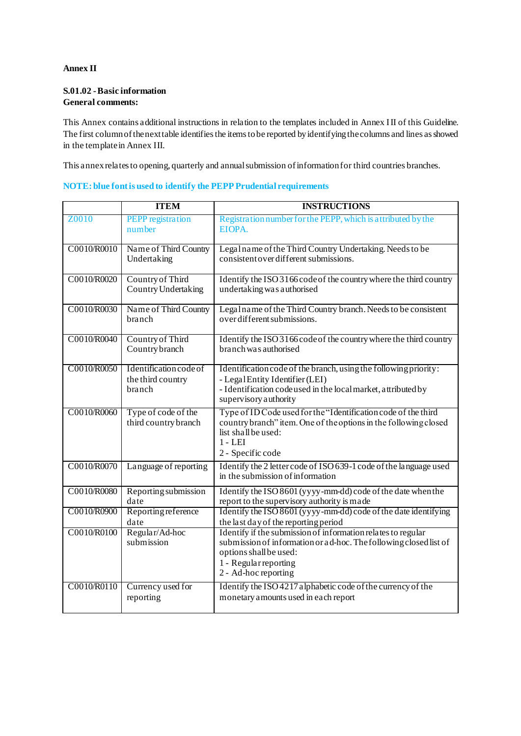**Annex II**

**S.01.02 - Basic information**
**General comments:**

This Annex contains additional instructions in relation to the templates included in Annex III of this Guideline. The first column of the next table identifies the items to be reported by identifying the columns and lines as showed in the template in Annex III.

This annex relates to opening, quarterly and annual submission of information for third countries branches.

**NOTE: blue font is used to identify the PEPP Prudential requirements**

| | ITEM | INSTRUCTIONS |
|---|---|---|
| Z0010 | PEPP registration number | Registration number for the PEPP, which is attributed by the EIOPA. |
| C0010/R0010 | Name of Third Country Undertaking | Legal name of the Third Country Undertaking. Needs to be consistent over different submissions. |
| C0010/R0020 | Country of Third Country Undertaking | Identify the ISO 3166 code of the country where the third country undertaking was authorised |
| C0010/R0030 | Name of Third Country branch | Legal name of the Third Country branch. Needs to be consistent over different submissions. |
| C0010/R0040 | Country of Third Country branch | Identify the ISO 3166 code of the country where the third country branch was authorised |
| C0010/R0050 | Identification code of the third country branch | Identification code of the branch, using the following priority:<br>- Legal Entity Identifier (LEI)<br>- Identification code used in the local market, attributed by supervisory authority |
| C0010/R0060 | Type of code of the third country branch | Type of ID Code used for the "Identification code of the third country branch" item. One of the options in the following closed list shall be used:<br>1 - LEI<br>2 - Specific code |
| C0010/R0070 | Language of reporting | Identify the 2 letter code of ISO 639-1 code of the language used in the submission of information |
| C0010/R0080 | Reporting submission date | Identify the ISO 8601 (yyyy-mm-dd) code of the date when the report to the supervisory authority is made |
| C0010/R0900 | Reporting reference date | Identify the ISO 8601 (yyyy-mm-dd) code of the date identifying the last day of the reporting period |
| C0010/R0100 | Regular/Ad-hoc submission | Identify if the submission of information relates to regular submission of information or ad-hoc. The following closed list of options shall be used:<br>1 - Regular reporting<br>2 - Ad-hoc reporting |
| C0010/R0110 | Currency used for reporting | Identify the ISO 4217 alphabetic code of the currency of the monetary amounts used in each report |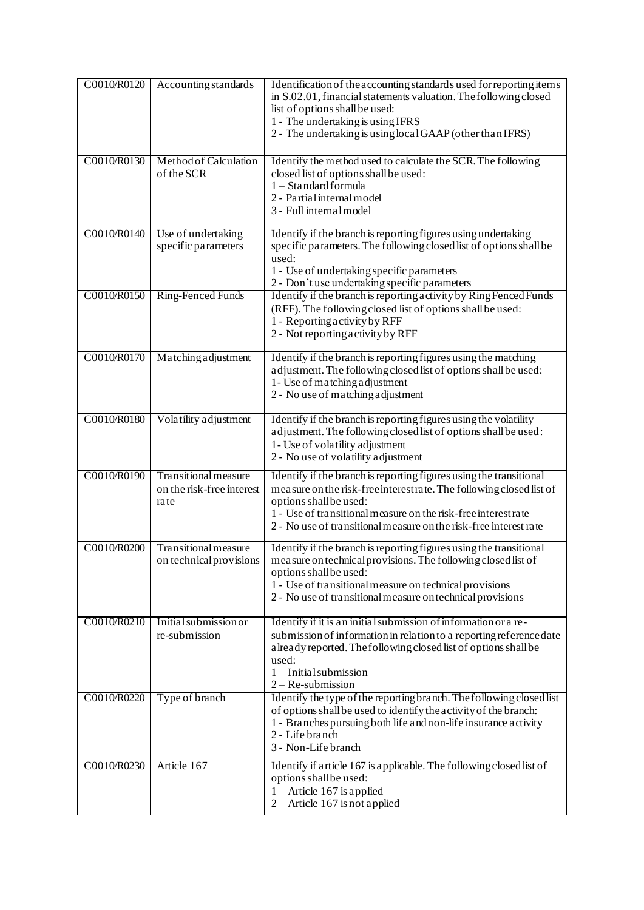| C0010/R0120 | Accounting standards | Identification of the accounting standards used for reporting items in S.02.01, financial statements valuation. The following closed list of options shall be used:<br>1 - The undertaking is using IFRS<br>2 - The undertaking is using local GAAP (other than IFRS) |
|---|---|---|
| C0010/R0130 | Method of Calculation of the SCR | Identify the method used to calculate the SCR. The following closed list of options shall be used:<br>1 – Standard formula<br>2 - Partial internal model<br>3 - Full internal model |
| C0010/R0140 | Use of undertaking specific parameters | Identify if the branch is reporting figures using undertaking specific parameters. The following closed list of options shall be used:<br>1 - Use of undertaking specific parameters<br>2 - Don't use undertaking specific parameters |
| C0010/R0150 | Ring-Fenced Funds | Identify if the branch is reporting activity by Ring Fenced Funds (RFF). The following closed list of options shall be used:<br>1 - Reporting activity by RFF<br>2 - Not reporting activity by RFF |
| C0010/R0170 | Matching adjustment | Identify if the branch is reporting figures using the matching adjustment. The following closed list of options shall be used:<br>1- Use of matching adjustment<br>2 - No use of matching adjustment |
| C0010/R0180 | Volatility adjustment | Identify if the branch is reporting figures using the volatility adjustment. The following closed list of options shall be used:<br>1- Use of volatility adjustment<br>2 - No use of volatility adjustment |
| C0010/R0190 | Transitional measure on the risk-free interest rate | Identify if the branch is reporting figures using the transitional measure on the risk-free interest rate. The following closed list of options shall be used:<br>1 - Use of transitional measure on the risk-free interest rate<br>2 - No use of transitional measure on the risk-free interest rate |
| C0010/R0200 | Transitional measure on technical provisions | Identify if the branch is reporting figures using the transitional measure on technical provisions. The following closed list of options shall be used:<br>1 - Use of transitional measure on technical provisions<br>2 - No use of transitional measure on technical provisions |
| C0010/R0210 | Initial submission or re-submission | Identify if it is an initial submission of information or a re-submission of information in relation to a reporting reference date already reported. The following closed list of options shall be used:<br>1 – Initial submission<br>2 – Re-submission |
| C0010/R0220 | Type of branch | Identify the type of the reporting branch. The following closed list of options shall be used to identify the activity of the branch:<br>1 - Branches pursuing both life and non-life insurance activity<br>2 - Life branch<br>3 - Non-Life branch |
| C0010/R0230 | Article 167 | Identify if article 167 is applicable. The following closed list of options shall be used:<br>1 – Article 167 is applied<br>2 – Article 167 is not applied |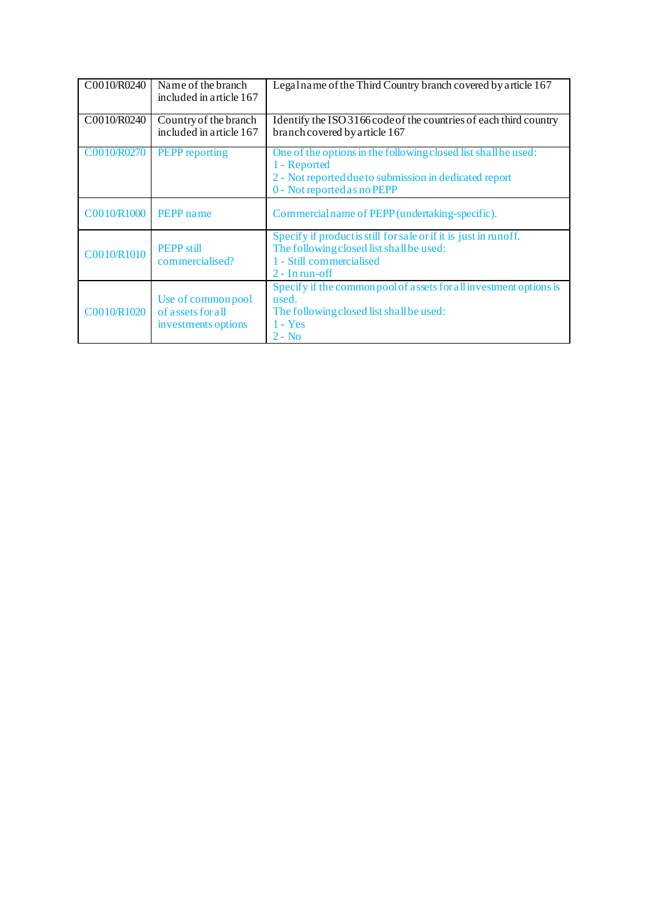| | | |
|---|---|---|
| C0010/R0240 | Name of the branch included in article 167 | Legal name of the Third Country branch covered by article 167 |
| C0010/R0240 | Country of the branch included in article 167 | Identify the ISO 3166 code of the countries of each third country branch covered by article 167 |
| C0010/R0270 | PEPP reporting | One of the options in the following closed list shall be used:<br>1 - Reported<br>2 - Not reported due to submission in dedicated report<br>0 - Not reported as no PEPP |
| C0010/R1000 | PEPP name | Commercial name of PEPP (undertaking-specific). |
| C0010/R1010 | PEPP still commercialised? | Specify if product is still for sale or if it is just in runoff.<br>The following closed list shall be used:<br>1 - Still commercialised<br>2 - In run-off |
| C0010/R1020 | Use of common pool of assets for all investments options | Specify if the common pool of assets for all investment options is used.<br>The following closed list shall be used:<br>1 - Yes<br>2 - No |